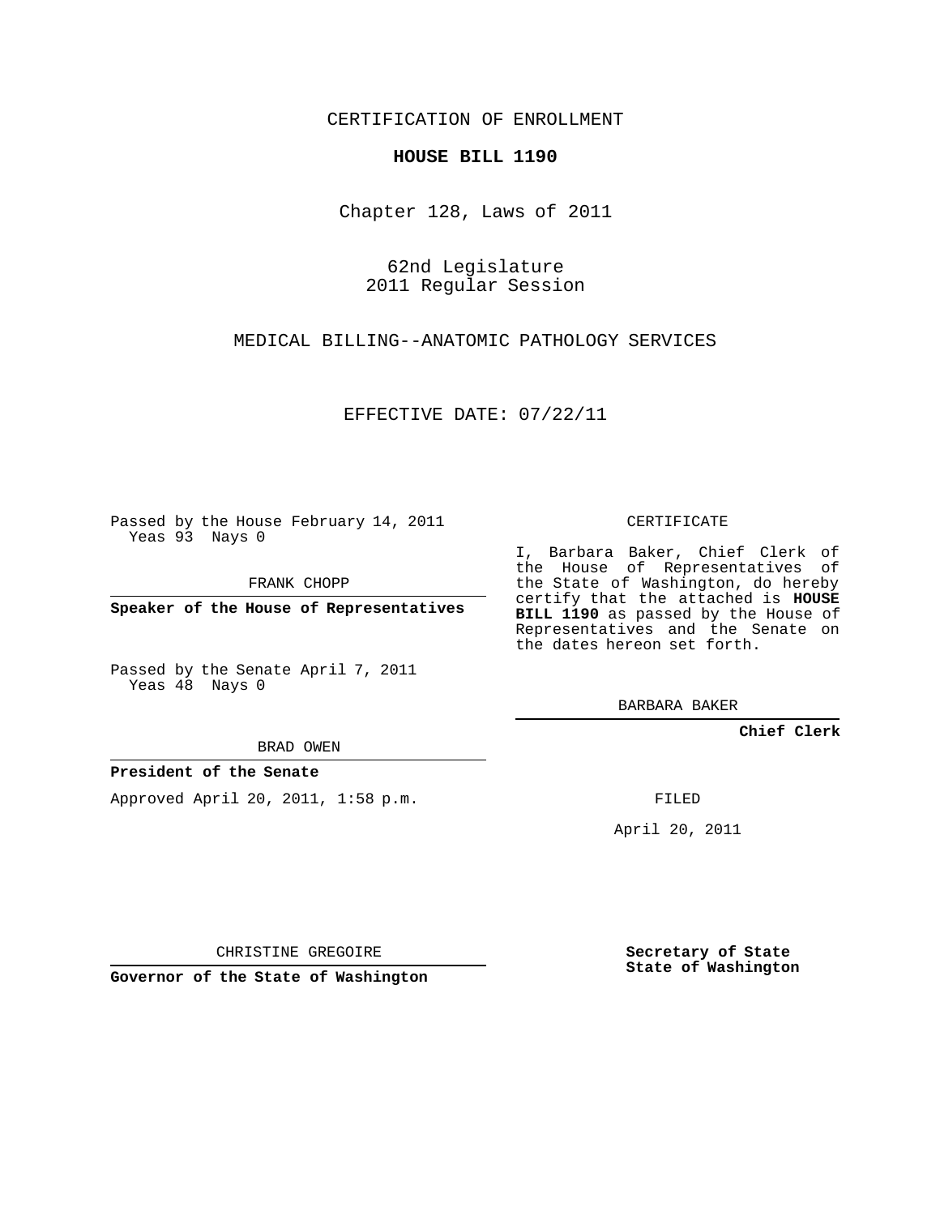CERTIFICATION OF ENROLLMENT

**HOUSE BILL 1190**

Chapter 128, Laws of 2011

62nd Legislature
2011 Regular Session

MEDICAL BILLING--ANATOMIC PATHOLOGY SERVICES

EFFECTIVE DATE: 07/22/11

Passed by the House February 14, 2011
Yeas 93 Nays 0

FRANK CHOPP

**Speaker of the House of Representatives**

Passed by the Senate April 7, 2011
Yeas 48 Nays 0

BRAD OWEN

**President of the Senate**

Approved April 20, 2011, 1:58 p.m.

CHRISTINE GREGOIRE

**Governor of the State of Washington**

CERTIFICATE

I, Barbara Baker, Chief Clerk of the House of Representatives of the State of Washington, do hereby certify that the attached is **HOUSE BILL 1190** as passed by the House of Representatives and the Senate on the dates hereon set forth.

BARBARA BAKER

**Chief Clerk**

FILED

April 20, 2011

**Secretary of State**
**State of Washington**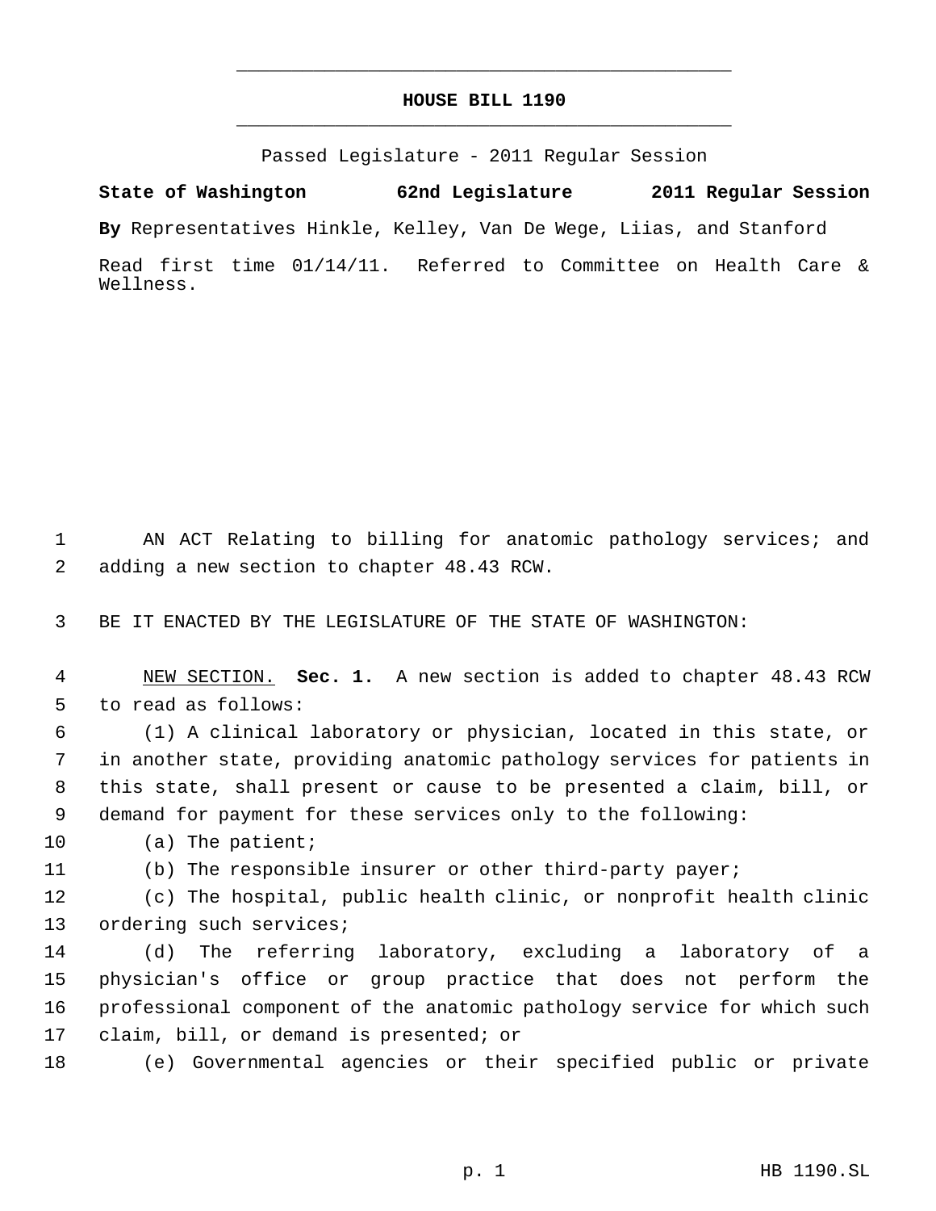# HOUSE BILL 1190

Passed Legislature - 2011 Regular Session

**State of Washington 62nd Legislature 2011 Regular Session**

**By** Representatives Hinkle, Kelley, Van De Wege, Liias, and Stanford

Read first time 01/14/11. Referred to Committee on Health Care & Wellness.

AN ACT Relating to billing for anatomic pathology services; and adding a new section to chapter 48.43 RCW.

BE IT ENACTED BY THE LEGISLATURE OF THE STATE OF WASHINGTON:

NEW SECTION. **Sec. 1.** A new section is added to chapter 48.43 RCW to read as follows:

(1) A clinical laboratory or physician, located in this state, or in another state, providing anatomic pathology services for patients in this state, shall present or cause to be presented a claim, bill, or demand for payment for these services only to the following:

(a) The patient;

(b) The responsible insurer or other third-party payer;

(c) The hospital, public health clinic, or nonprofit health clinic ordering such services;

(d) The referring laboratory, excluding a laboratory of a physician's office or group practice that does not perform the professional component of the anatomic pathology service for which such claim, bill, or demand is presented; or

(e) Governmental agencies or their specified public or private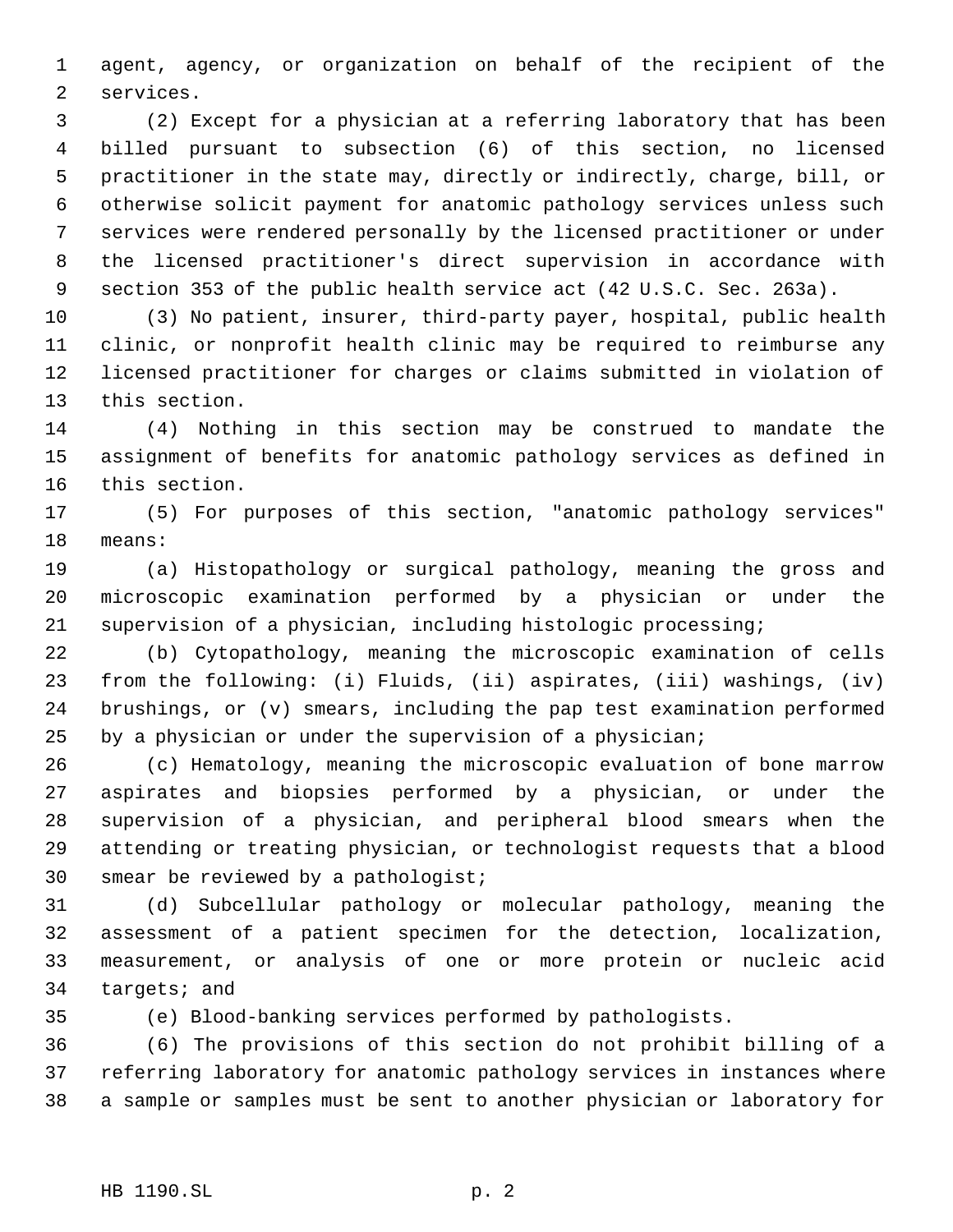agent, agency, or organization on behalf of the recipient of the services.

(2) Except for a physician at a referring laboratory that has been billed pursuant to subsection (6) of this section, no licensed practitioner in the state may, directly or indirectly, charge, bill, or otherwise solicit payment for anatomic pathology services unless such services were rendered personally by the licensed practitioner or under the licensed practitioner's direct supervision in accordance with section 353 of the public health service act (42 U.S.C. Sec. 263a).

(3) No patient, insurer, third-party payer, hospital, public health clinic, or nonprofit health clinic may be required to reimburse any licensed practitioner for charges or claims submitted in violation of this section.

(4) Nothing in this section may be construed to mandate the assignment of benefits for anatomic pathology services as defined in this section.

(5) For purposes of this section, "anatomic pathology services" means:

(a) Histopathology or surgical pathology, meaning the gross and microscopic examination performed by a physician or under the supervision of a physician, including histologic processing;

(b) Cytopathology, meaning the microscopic examination of cells from the following: (i) Fluids, (ii) aspirates, (iii) washings, (iv) brushings, or (v) smears, including the pap test examination performed by a physician or under the supervision of a physician;

(c) Hematology, meaning the microscopic evaluation of bone marrow aspirates and biopsies performed by a physician, or under the supervision of a physician, and peripheral blood smears when the attending or treating physician, or technologist requests that a blood smear be reviewed by a pathologist;

(d) Subcellular pathology or molecular pathology, meaning the assessment of a patient specimen for the detection, localization, measurement, or analysis of one or more protein or nucleic acid targets; and

(e) Blood-banking services performed by pathologists.

(6) The provisions of this section do not prohibit billing of a referring laboratory for anatomic pathology services in instances where a sample or samples must be sent to another physician or laboratory for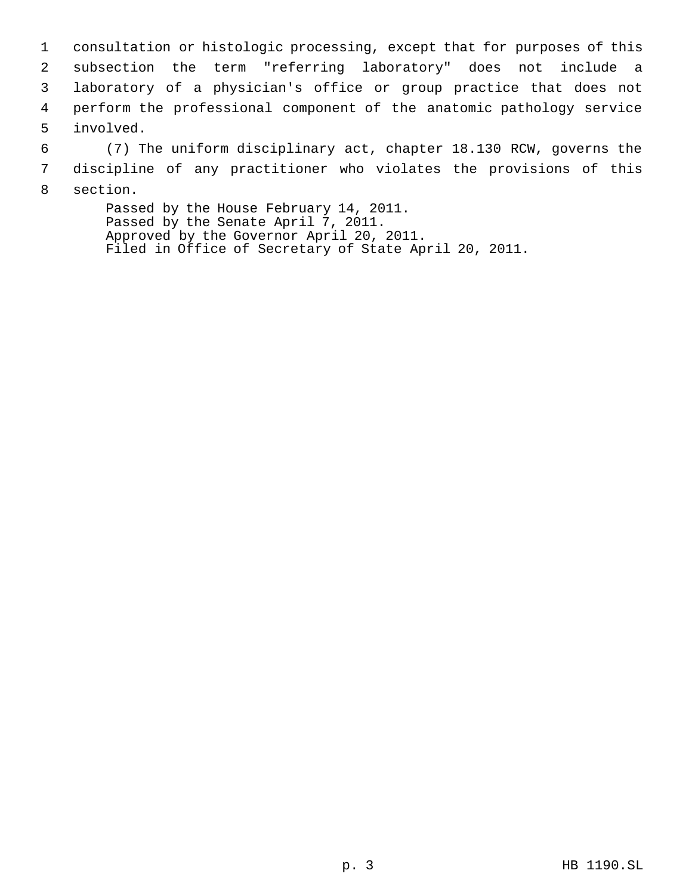consultation or histologic processing, except that for purposes of this subsection the term "referring laboratory" does not include a laboratory of a physician's office or group practice that does not perform the professional component of the anatomic pathology service involved.

(7) The uniform disciplinary act, chapter 18.130 RCW, governs the discipline of any practitioner who violates the provisions of this section.

Passed by the House February 14, 2011.
Passed by the Senate April 7, 2011.
Approved by the Governor April 20, 2011.
Filed in Office of Secretary of State April 20, 2011.